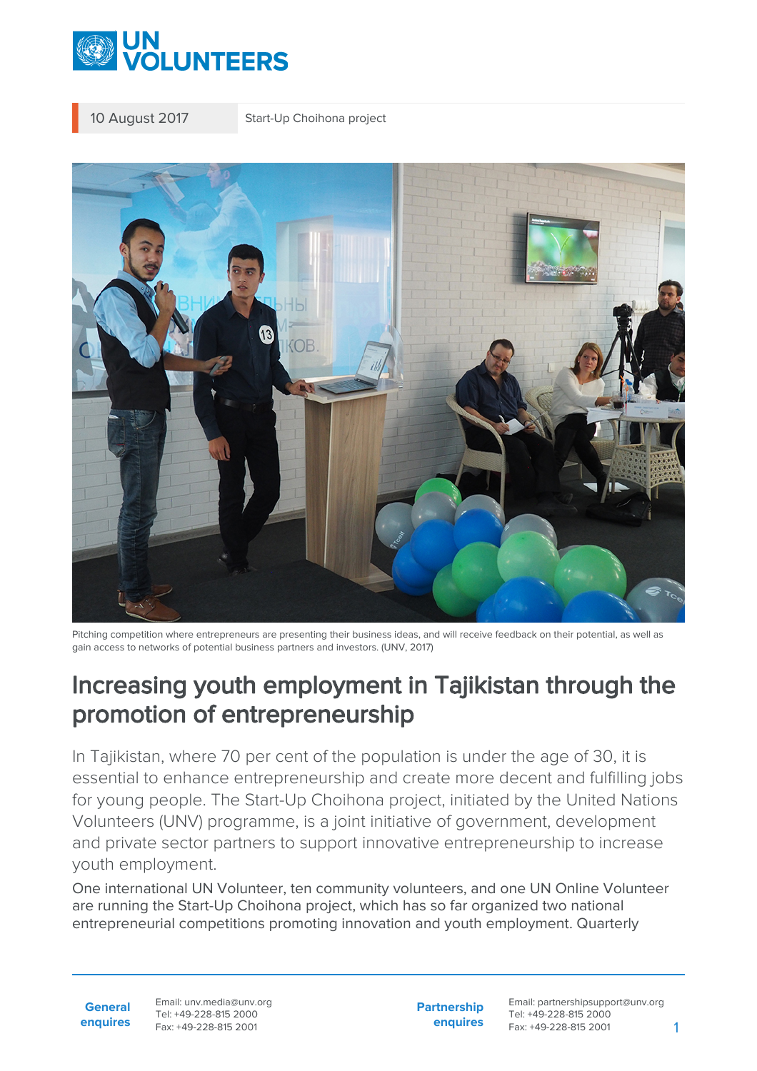10 August 2017 | Start-Up Choihona project

Pitching competition where entrepreneurs are presenting their business ideas, and will receive feedback on their potential, as well as gain access to networks of potential business partners and investors. (UNV, 2017)

# Increasing youth employment in Tajikistan through the promotion of entrepreneurship

In Tajikistan, where 70 per cent of the population is under the age of 30, it is essential to enhance entrepreneurship and create more decent and fulfilling jobs for young people. The Start-Up Choihona project, initiated by the United Nations Volunteers (UNV) programme, is a joint initiative of government, development and private sector partners to support innovative entrepreneurship to increase youth employment.

One international UN Volunteer, ten community volunteers, and one UN Online Volunteer are running the Start-Up Choihona project, which has so far organized two national entrepreneurial competitions promoting innovation and youth employment. Quarterly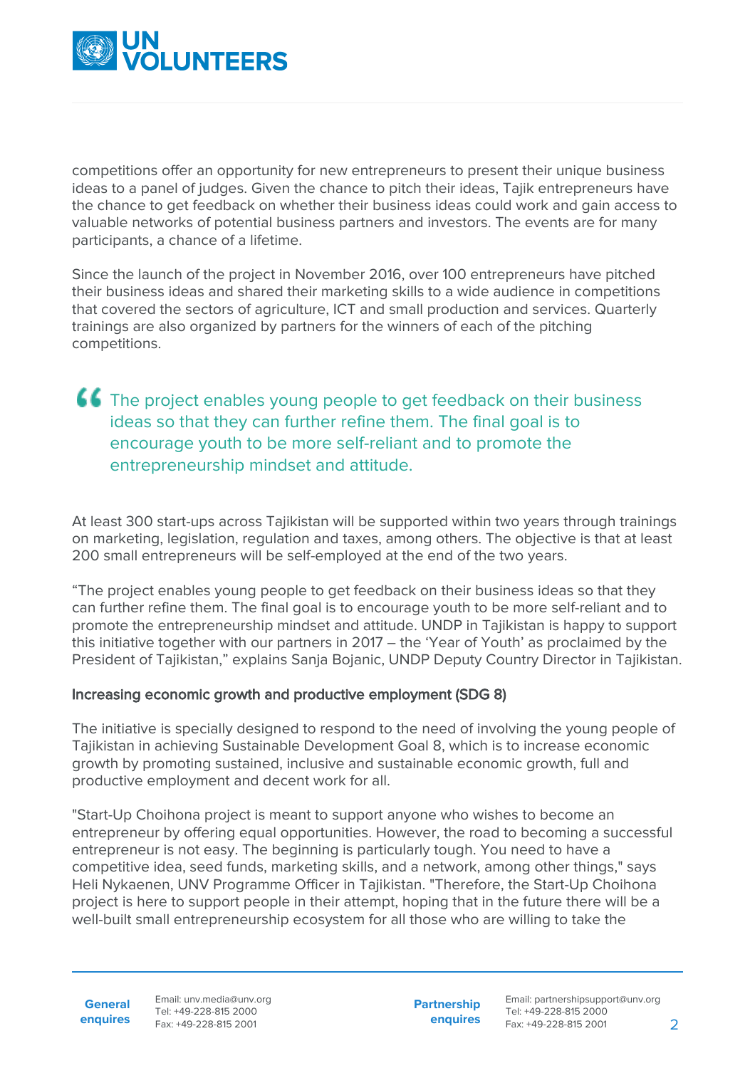competitions offer an opportunity for new entrepreneurs to present their unique business ideas to a panel of judges. Given the chance to pitch their ideas, Tajik entrepreneurs have the chance to get feedback on whether their business ideas could work and gain access to valuable networks of potential business partners and investors. The events are for many participants, a chance of a lifetime.

Since the launch of the project in November 2016, over 100 entrepreneurs have pitched their business ideas and shared their marketing skills to a wide audience in competitions that covered the sectors of agriculture, ICT and small production and services. Quarterly trainings are also organized by partners for the winners of each of the pitching competitions.

> The project enables young people to get feedback on their business ideas so that they can further refine them. The final goal is to encourage youth to be more self-reliant and to promote the entrepreneurship mindset and attitude.

At least 300 start-ups across Tajikistan will be supported within two years through trainings on marketing, legislation, regulation and taxes, among others. The objective is that at least 200 small entrepreneurs will be self-employed at the end of the two years.

“The project enables young people to get feedback on their business ideas so that they can further refine them. The final goal is to encourage youth to be more self-reliant and to promote the entrepreneurship mindset and attitude. UNDP in Tajikistan is happy to support this initiative together with our partners in 2017 – the ‘Year of Youth’ as proclaimed by the President of Tajikistan,” explains Sanja Bojanic, UNDP Deputy Country Director in Tajikistan.

### Increasing economic growth and productive employment (SDG 8)

The initiative is specially designed to respond to the need of involving the young people of Tajikistan in achieving Sustainable Development Goal 8, which is to increase economic growth by promoting sustained, inclusive and sustainable economic growth, full and productive employment and decent work for all.

"Start-Up Choihona project is meant to support anyone who wishes to become an entrepreneur by offering equal opportunities. However, the road to becoming a successful entrepreneur is not easy. The beginning is particularly tough. You need to have a competitive idea, seed funds, marketing skills, and a network, among other things," says Heli Nykaenen, UNV Programme Officer in Tajikistan. "Therefore, the Start-Up Choihona project is here to support people in their attempt, hoping that in the future there will be a well-built small entrepreneurship ecosystem for all those who are willing to take the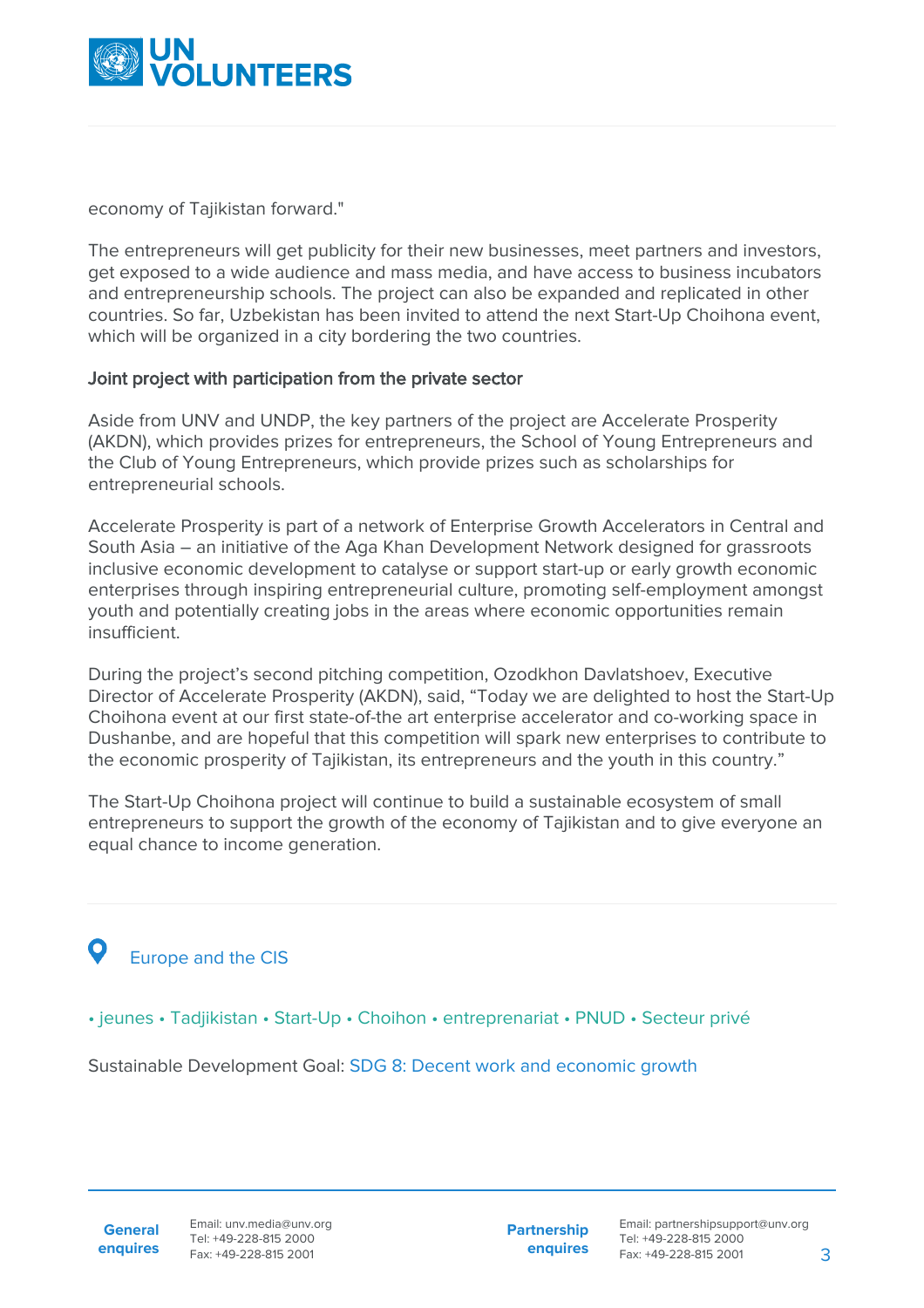economy of Tajikistan forward."

The entrepreneurs will get publicity for their new businesses, meet partners and investors, get exposed to a wide audience and mass media, and have access to business incubators and entrepreneurship schools. The project can also be expanded and replicated in other countries. So far, Uzbekistan has been invited to attend the next Start-Up Choihona event, which will be organized in a city bordering the two countries.

### Joint project with participation from the private sector

Aside from UNV and UNDP, the key partners of the project are Accelerate Prosperity (AKDN), which provides prizes for entrepreneurs, the School of Young Entrepreneurs and the Club of Young Entrepreneurs, which provide prizes such as scholarships for entrepreneurial schools.

Accelerate Prosperity is part of a network of Enterprise Growth Accelerators in Central and South Asia – an initiative of the Aga Khan Development Network designed for grassroots inclusive economic development to catalyse or support start-up or early growth economic enterprises through inspiring entrepreneurial culture, promoting self-employment amongst youth and potentially creating jobs in the areas where economic opportunities remain insufficient.

During the project's second pitching competition, Ozodkhon Davlatshoev, Executive Director of Accelerate Prosperity (AKDN), said, "Today we are delighted to host the Start-Up Choihona event at our first state-of-the art enterprise accelerator and co-working space in Dushanbe, and are hopeful that this competition will spark new enterprises to contribute to the economic prosperity of Tajikistan, its entrepreneurs and the youth in this country."

The Start-Up Choihona project will continue to build a sustainable ecosystem of small entrepreneurs to support the growth of the economy of Tajikistan and to give everyone an equal chance to income generation.

Europe and the CIS

• jeunes • Tadjikistan • Start-Up • Choihon • entreprenariat • PNUD • Secteur privé

Sustainable Development Goal: SDG 8: Decent work and economic growth

**General enquires** Email: unv.media@unv.org Tel: +49-228-815 2000 Fax: +49-228-815 2001

**Partnership enquires** Email: partnershipsupport@unv.org Tel: +49-228-815 2000 Fax: +49-228-815 2001